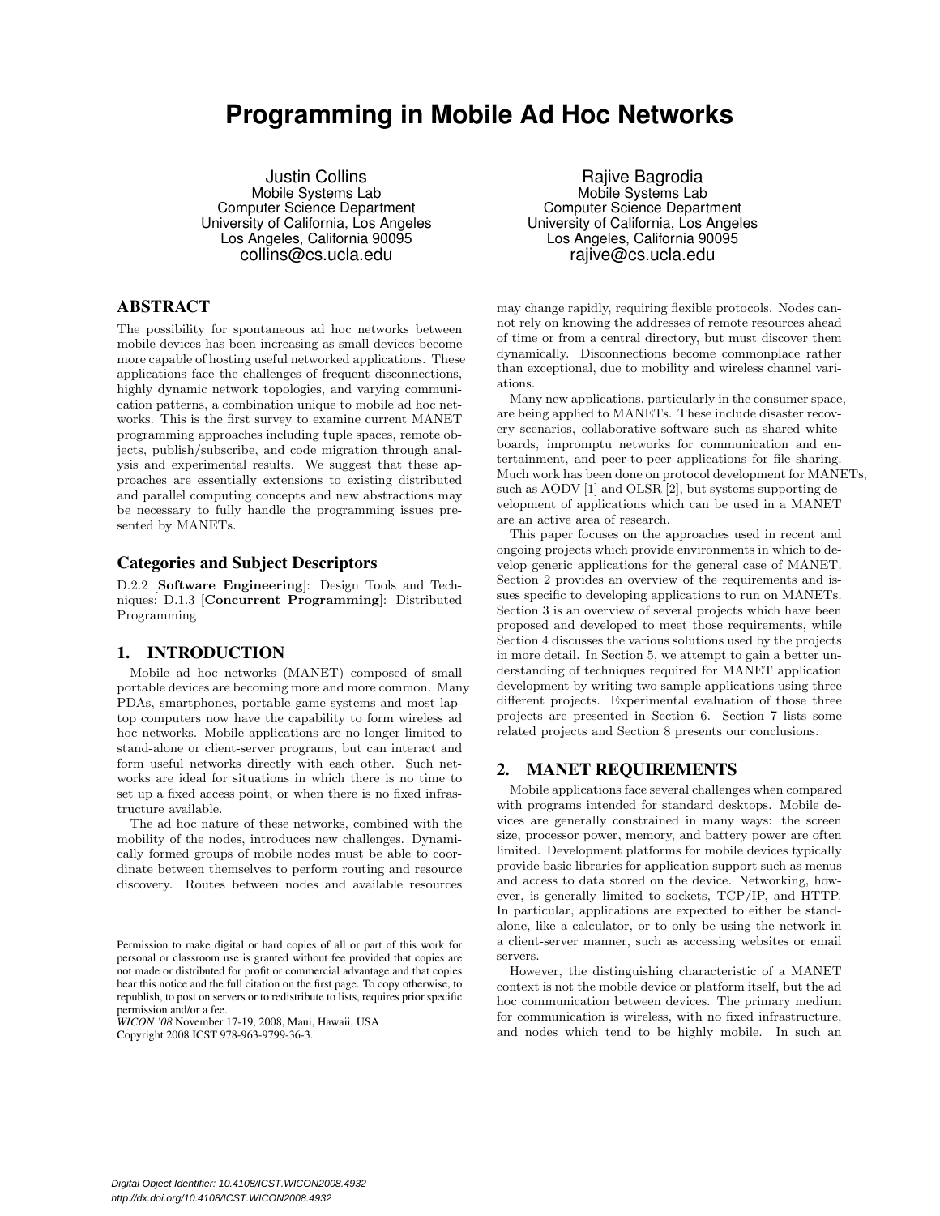# Programming in Mobile Ad Hoc Networks

Justin Collins
Mobile Systems Lab
Computer Science Department
University of California, Los Angeles
Los Angeles, California 90095
collins@cs.ucla.edu

Rajive Bagrodia
Mobile Systems Lab
Computer Science Department
University of California, Los Angeles
Los Angeles, California 90095
rajive@cs.ucla.edu

## ABSTRACT

The possibility for spontaneous ad hoc networks between mobile devices has been increasing as small devices become more capable of hosting useful networked applications. These applications face the challenges of frequent disconnections, highly dynamic network topologies, and varying communication patterns, a combination unique to mobile ad hoc networks. This is the first survey to examine current MANET programming approaches including tuple spaces, remote objects, publish/subscribe, and code migration through analysis and experimental results. We suggest that these approaches are essentially extensions to existing distributed and parallel computing concepts and new abstractions may be necessary to fully handle the programming issues presented by MANETs.

### Categories and Subject Descriptors

D.2.2 [**Software Engineering**]: Design Tools and Techniques; D.1.3 [**Concurrent Programming**]: Distributed Programming

## 1. INTRODUCTION

Mobile ad hoc networks (MANET) composed of small portable devices are becoming more and more common. Many PDAs, smartphones, portable game systems and most laptop computers now have the capability to form wireless ad hoc networks. Mobile applications are no longer limited to stand-alone or client-server programs, but can interact and form useful networks directly with each other. Such networks are ideal for situations in which there is no time to set up a fixed access point, or when there is no fixed infrastructure available.

The ad hoc nature of these networks, combined with the mobility of the nodes, introduces new challenges. Dynamically formed groups of mobile nodes must be able to coordinate between themselves to perform routing and resource discovery. Routes between nodes and available resources may change rapidly, requiring flexible protocols. Nodes cannot rely on knowing the addresses of remote resources ahead of time or from a central directory, but must discover them dynamically. Disconnections become commonplace rather than exceptional, due to mobility and wireless channel variations.

Many new applications, particularly in the consumer space, are being applied to MANETs. These include disaster recovery scenarios, collaborative software such as shared whiteboards, impromptu networks for communication and entertainment, and peer-to-peer applications for file sharing. Much work has been done on protocol development for MANETs, such as AODV [1] and OLSR [2], but systems supporting development of applications which can be used in a MANET are an active area of research.

This paper focuses on the approaches used in recent and ongoing projects which provide environments in which to develop generic applications for the general case of MANET. Section 2 provides an overview of the requirements and issues specific to developing applications to run on MANETs. Section 3 is an overview of several projects which have been proposed and developed to meet those requirements, while Section 4 discusses the various solutions used by the projects in more detail. In Section 5, we attempt to gain a better understanding of techniques required for MANET application development by writing two sample applications using three different projects. Experimental evaluation of those three projects are presented in Section 6. Section 7 lists some related projects and Section 8 presents our conclusions.

## 2. MANET REQUIREMENTS

Mobile applications face several challenges when compared with programs intended for standard desktops. Mobile devices are generally constrained in many ways: the screen size, processor power, memory, and battery power are often limited. Development platforms for mobile devices typically provide basic libraries for application support such as menus and access to data stored on the device. Networking, however, is generally limited to sockets, TCP/IP, and HTTP. In particular, applications are expected to either be standalone, like a calculator, or to only be using the network in a client-server manner, such as accessing websites or email servers.

However, the distinguishing characteristic of a MANET context is not the mobile device or platform itself, but the ad hoc communication between devices. The primary medium for communication is wireless, with no fixed infrastructure, and nodes which tend to be highly mobile. In such an

Permission to make digital or hard copies of all or part of this work for personal or classroom use is granted without fee provided that copies are not made or distributed for profit or commercial advantage and that copies bear this notice and the full citation on the first page. To copy otherwise, to republish, to post on servers or to redistribute to lists, requires prior specific permission and/or a fee.
*WICON '08* November 17-19, 2008, Maui, Hawaii, USA
Copyright 2008 ICST 978-963-9799-36-3.

*Digital Object Identifier: 10.4108/ICST.WICON2008.4932*
*http://dx.doi.org/10.4108/ICST.WICON2008.4932*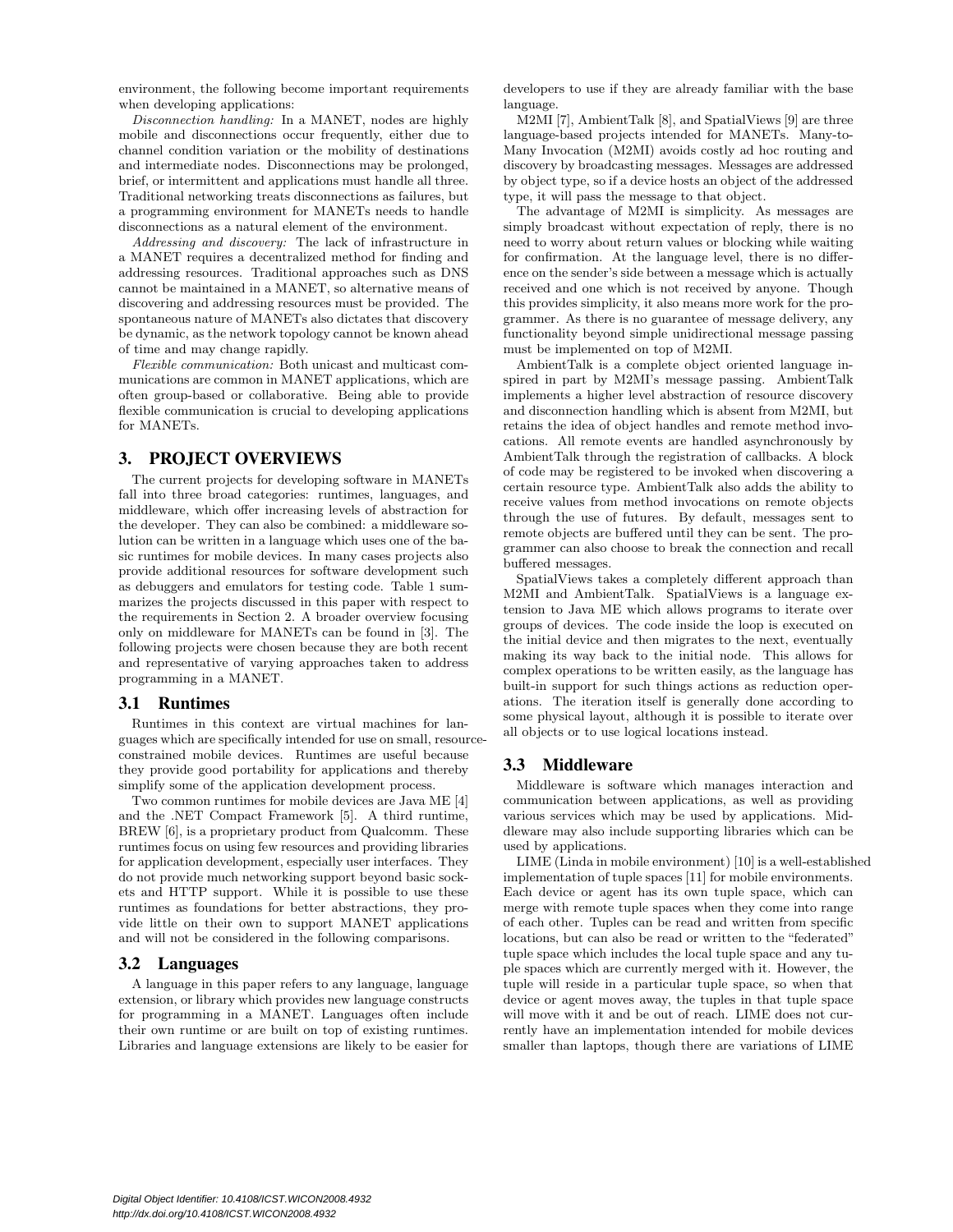environment, the following become important requirements when developing applications:

*Disconnection handling:* In a MANET, nodes are highly mobile and disconnections occur frequently, either due to channel condition variation or the mobility of destinations and intermediate nodes. Disconnections may be prolonged, brief, or intermittent and applications must handle all three. Traditional networking treats disconnections as failures, but a programming environment for MANETs needs to handle disconnections as a natural element of the environment.

*Addressing and discovery:* The lack of infrastructure in a MANET requires a decentralized method for finding and addressing resources. Traditional approaches such as DNS cannot be maintained in a MANET, so alternative means of discovering and addressing resources must be provided. The spontaneous nature of MANETs also dictates that discovery be dynamic, as the network topology cannot be known ahead of time and may change rapidly.

*Flexible communication:* Both unicast and multicast communications are common in MANET applications, which are often group-based or collaborative. Being able to provide flexible communication is crucial to developing applications for MANETs.

## 3. PROJECT OVERVIEWS

The current projects for developing software in MANETs fall into three broad categories: runtimes, languages, and middleware, which offer increasing levels of abstraction for the developer. They can also be combined: a middleware solution can be written in a language which uses one of the basic runtimes for mobile devices. In many cases projects also provide additional resources for software development such as debuggers and emulators for testing code. Table 1 summarizes the projects discussed in this paper with respect to the requirements in Section 2. A broader overview focusing only on middleware for MANETs can be found in [3]. The following projects were chosen because they are both recent and representative of varying approaches taken to address programming in a MANET.

### 3.1 Runtimes

Runtimes in this context are virtual machines for languages which are specifically intended for use on small, resource-constrained mobile devices. Runtimes are useful because they provide good portability for applications and thereby simplify some of the application development process.

Two common runtimes for mobile devices are Java ME [4] and the .NET Compact Framework [5]. A third runtime, BREW [6], is a proprietary product from Qualcomm. These runtimes focus on using few resources and providing libraries for application development, especially user interfaces. They do not provide much networking support beyond basic sockets and HTTP support. While it is possible to use these runtimes as foundations for better abstractions, they provide little on their own to support MANET applications and will not be considered in the following comparisons.

### 3.2 Languages

A language in this paper refers to any language, language extension, or library which provides new language constructs for programming in a MANET. Languages often include their own runtime or are built on top of existing runtimes. Libraries and language extensions are likely to be easier for developers to use if they are already familiar with the base language.

M2MI [7], AmbientTalk [8], and SpatialViews [9] are three language-based projects intended for MANETs. Many-to-Many Invocation (M2MI) avoids costly ad hoc routing and discovery by broadcasting messages. Messages are addressed by object type, so if a device hosts an object of the addressed type, it will pass the message to that object.

The advantage of M2MI is simplicity. As messages are simply broadcast without expectation of reply, there is no need to worry about return values or blocking while waiting for confirmation. At the language level, there is no difference on the sender's side between a message which is actually received and one which is not received by anyone. Though this provides simplicity, it also means more work for the programmer. As there is no guarantee of message delivery, any functionality beyond simple unidirectional message passing must be implemented on top of M2MI.

AmbientTalk is a complete object oriented language inspired in part by M2MI's message passing. AmbientTalk implements a higher level abstraction of resource discovery and disconnection handling which is absent from M2MI, but retains the idea of object handles and remote method invocations. All remote events are handled asynchronously by AmbientTalk through the registration of callbacks. A block of code may be registered to be invoked when discovering a certain resource type. AmbientTalk also adds the ability to receive values from method invocations on remote objects through the use of futures. By default, messages sent to remote objects are buffered until they can be sent. The programmer can also choose to break the connection and recall buffered messages.

SpatialViews takes a completely different approach than M2MI and AmbientTalk. SpatialViews is a language extension to Java ME which allows programs to iterate over groups of devices. The code inside the loop is executed on the initial device and then migrates to the next, eventually making its way back to the initial node. This allows for complex operations to be written easily, as the language has built-in support for such things actions as reduction operations. The iteration itself is generally done according to some physical layout, although it is possible to iterate over all objects or to use logical locations instead.

### 3.3 Middleware

Middleware is software which manages interaction and communication between applications, as well as providing various services which may be used by applications. Middleware may also include supporting libraries which can be used by applications.

LIME (Linda in mobile environment) [10] is a well-established implementation of tuple spaces [11] for mobile environments. Each device or agent has its own tuple space, which can merge with remote tuple spaces when they come into range of each other. Tuples can be read and written from specific locations, but can also be read or written to the "federated" tuple space which includes the local tuple space and any tuple spaces which are currently merged with it. However, the tuple will reside in a particular tuple space, so when that device or agent moves away, the tuples in that tuple space will move with it and be out of reach. LIME does not currently have an implementation intended for mobile devices smaller than laptops, though there are variations of LIME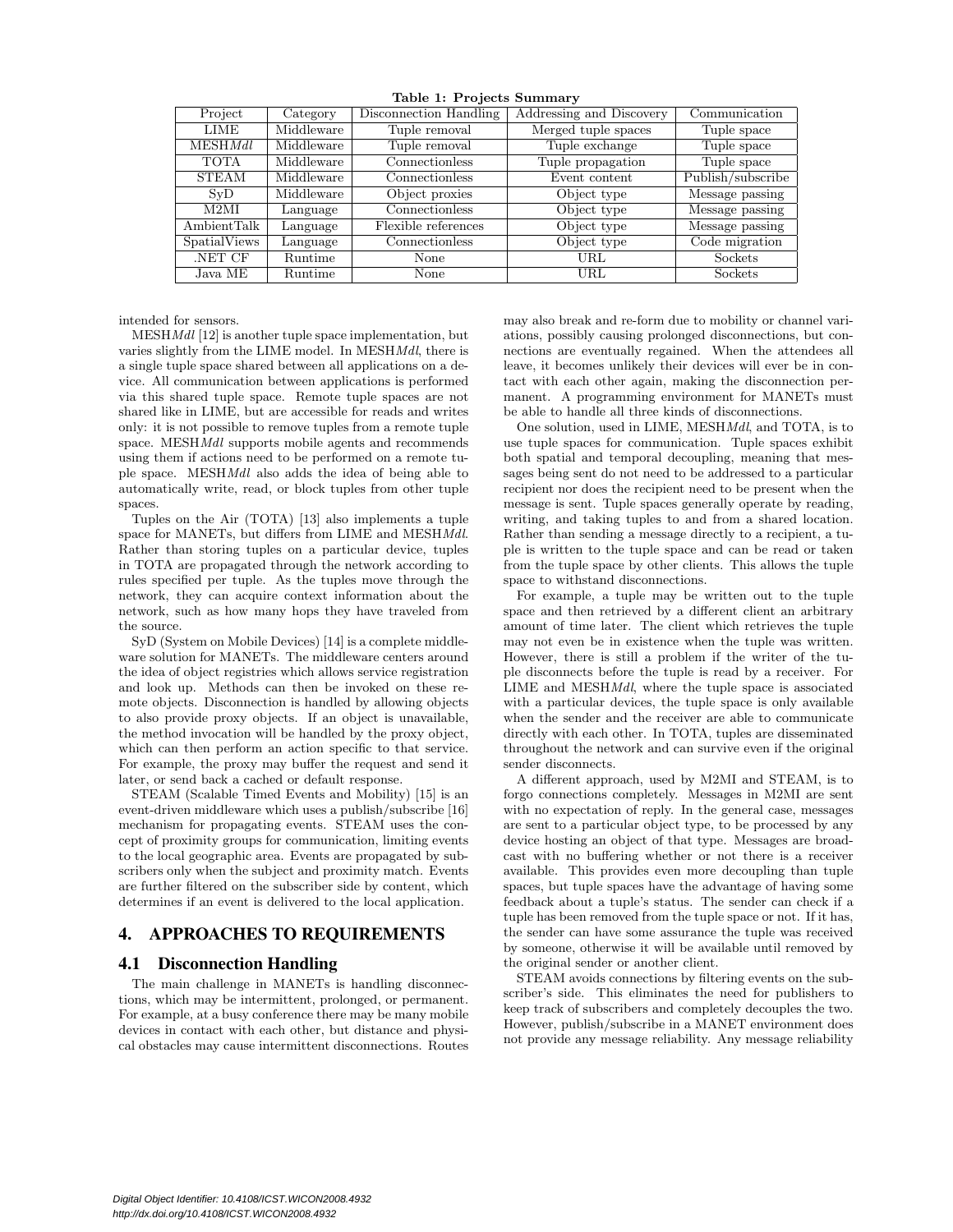**Table 1: Projects Summary**

| Project | Category | Disconnection Handling | Addressing and Discovery | Communication |
|---|---|---|---|---|
| LIME | Middleware | Tuple removal | Merged tuple spaces | Tuple space |
| MESH*Mdl* | Middleware | Tuple removal | Tuple exchange | Tuple space |
| TOTA | Middleware | Connectionless | Tuple propagation | Tuple space |
| STEAM | Middleware | Connectionless | Event content | Publish/subscribe |
| SyD | Middleware | Object proxies | Object type | Message passing |
| M2MI | Language | Connectionless | Object type | Message passing |
| AmbientTalk | Language | Flexible references | Object type | Message passing |
| SpatialViews | Language | Connectionless | Object type | Code migration |
| .NET CF | Runtime | None | URL | Sockets |
| Java ME | Runtime | None | URL | Sockets |

intended for sensors.

MESH*Mdl* [12] is another tuple space implementation, but varies slightly from the LIME model. In MESH*Mdl*, there is a single tuple space shared between all applications on a device. All communication between applications is performed via this shared tuple space. Remote tuple spaces are not shared like in LIME, but are accessible for reads and writes only: it is not possible to remove tuples from a remote tuple space. MESH*Mdl* supports mobile agents and recommends using them if actions need to be performed on a remote tuple space. MESH*Mdl* also adds the idea of being able to automatically write, read, or block tuples from other tuple spaces.

Tuples on the Air (TOTA) [13] also implements a tuple space for MANETs, but differs from LIME and MESH*Mdl*. Rather than storing tuples on a particular device, tuples in TOTA are propagated through the network according to rules specified per tuple. As the tuples move through the network, they can acquire context information about the network, such as how many hops they have traveled from the source.

SyD (System on Mobile Devices) [14] is a complete middleware solution for MANETs. The middleware centers around the idea of object registries which allows service registration and look up. Methods can then be invoked on these remote objects. Disconnection is handled by allowing objects to also provide proxy objects. If an object is unavailable, the method invocation will be handled by the proxy object, which can then perform an action specific to that service. For example, the proxy may buffer the request and send it later, or send back a cached or default response.

STEAM (Scalable Timed Events and Mobility) [15] is an event-driven middleware which uses a publish/subscribe [16] mechanism for propagating events. STEAM uses the concept of proximity groups for communication, limiting events to the local geographic area. Events are propagated by subscribers only when the subject and proximity match. Events are further filtered on the subscriber side by content, which determines if an event is delivered to the local application.

# 4. APPROACHES TO REQUIREMENTS

## 4.1 Disconnection Handling

The main challenge in MANETs is handling disconnections, which may be intermittent, prolonged, or permanent. For example, at a busy conference there may be many mobile devices in contact with each other, but distance and physical obstacles may cause intermittent disconnections. Routes may also break and re-form due to mobility or channel variations, possibly causing prolonged disconnections, but connections are eventually regained. When the attendees all leave, it becomes unlikely their devices will ever be in contact with each other again, making the disconnection permanent. A programming environment for MANETs must be able to handle all three kinds of disconnections.

One solution, used in LIME, MESH*Mdl*, and TOTA, is to use tuple spaces for communication. Tuple spaces exhibit both spatial and temporal decoupling, meaning that messages being sent do not need to be addressed to a particular recipient nor does the recipient need to be present when the message is sent. Tuple spaces generally operate by reading, writing, and taking tuples to and from a shared location. Rather than sending a message directly to a recipient, a tuple is written to the tuple space and can be read or taken from the tuple space by other clients. This allows the tuple space to withstand disconnections.

For example, a tuple may be written out to the tuple space and then retrieved by a different client an arbitrary amount of time later. The client which retrieves the tuple may not even be in existence when the tuple was written. However, there is still a problem if the writer of the tuple disconnects before the tuple is read by a receiver. For LIME and MESH*Mdl*, where the tuple space is associated with a particular devices, the tuple space is only available when the sender and the receiver are able to communicate directly with each other. In TOTA, tuples are disseminated throughout the network and can survive even if the original sender disconnects.

A different approach, used by M2MI and STEAM, is to forgo connections completely. Messages in M2MI are sent with no expectation of reply. In the general case, messages are sent to a particular object type, to be processed by any device hosting an object of that type. Messages are broadcast with no buffering whether or not there is a receiver available. This provides even more decoupling than tuple spaces, but tuple spaces have the advantage of having some feedback about a tuple's status. The sender can check if a tuple has been removed from the tuple space or not. If it has, the sender can have some assurance the tuple was received by someone, otherwise it will be available until removed by the original sender or another client.

STEAM avoids connections by filtering events on the subscriber's side. This eliminates the need for publishers to keep track of subscribers and completely decouples the two. However, publish/subscribe in a MANET environment does not provide any message reliability. Any message reliability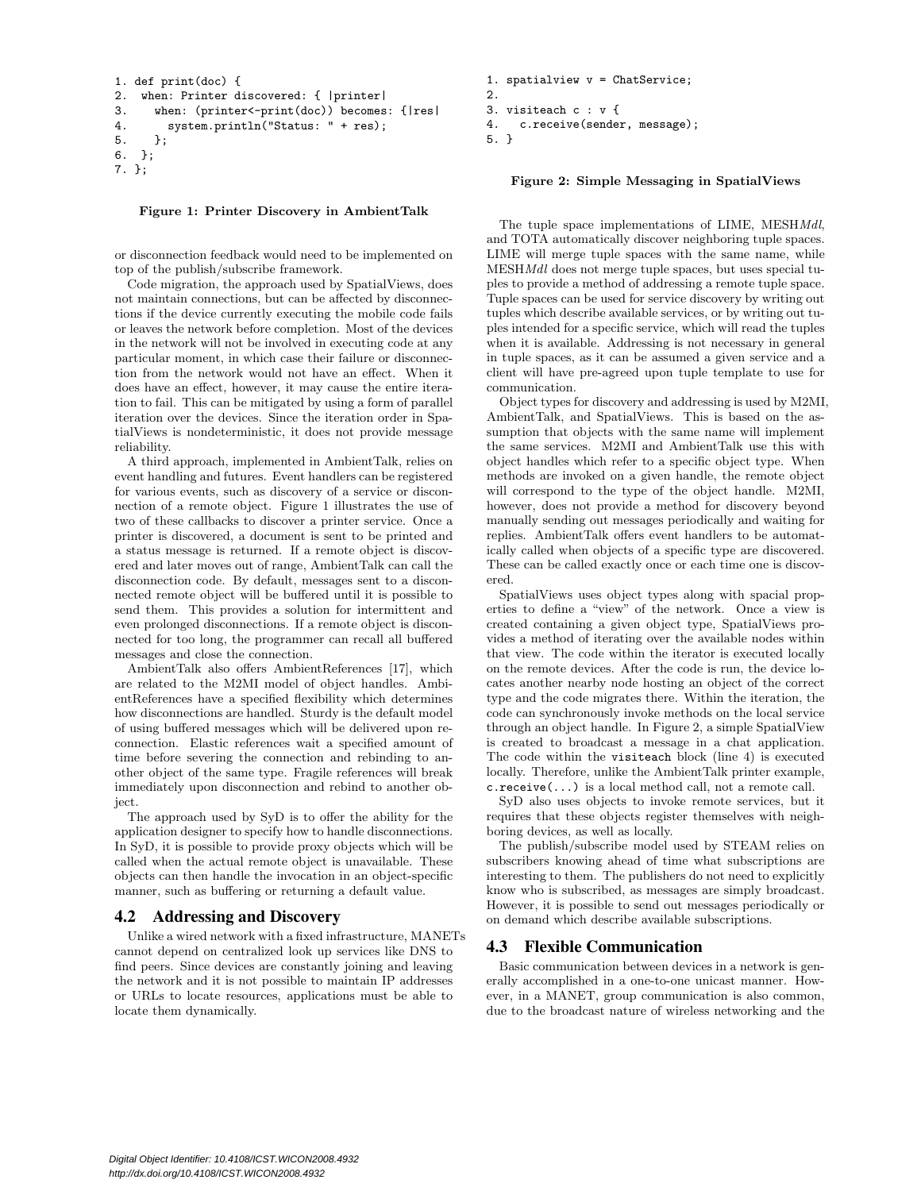```
1. def print(doc) {
2.  when: Printer discovered: { |printer|
3.    when: (printer<-print(doc)) becomes: {|res|
4.      system.println("Status: " + res);
5.    };
6.  };
7. };
```

**Figure 1: Printer Discovery in AmbientTalk**

or disconnection feedback would need to be implemented on top of the publish/subscribe framework.

Code migration, the approach used by SpatialViews, does not maintain connections, but can be affected by disconnections if the device currently executing the mobile code fails or leaves the network before completion. Most of the devices in the network will not be involved in executing code at any particular moment, in which case their failure or disconnection from the network would not have an effect. When it does have an effect, however, it may cause the entire iteration to fail. This can be mitigated by using a form of parallel iteration over the devices. Since the iteration order in SpatialViews is nondeterministic, it does not provide message reliability.

A third approach, implemented in AmbientTalk, relies on event handling and futures. Event handlers can be registered for various events, such as discovery of a service or disconnection of a remote object. Figure 1 illustrates the use of two of these callbacks to discover a printer service. Once a printer is discovered, a document is sent to be printed and a status message is returned. If a remote object is discovered and later moves out of range, AmbientTalk can call the disconnection code. By default, messages sent to a disconnected remote object will be buffered until it is possible to send them. This provides a solution for intermittent and even prolonged disconnections. If a remote object is disconnected for too long, the programmer can recall all buffered messages and close the connection.

AmbientTalk also offers AmbientReferences [17], which are related to the M2MI model of object handles. AmbientReferences have a specified flexibility which determines how disconnections are handled. Sturdy is the default model of using buffered messages which will be delivered upon reconnection. Elastic references wait a specified amount of time before severing the connection and rebinding to another object of the same type. Fragile references will break immediately upon disconnection and rebind to another object.

The approach used by SyD is to offer the ability for the application designer to specify how to handle disconnections. In SyD, it is possible to provide proxy objects which will be called when the actual remote object is unavailable. These objects can then handle the invocation in an object-specific manner, such as buffering or returning a default value.

## 4.2 Addressing and Discovery

Unlike a wired network with a fixed infrastructure, MANETs cannot depend on centralized look up services like DNS to find peers. Since devices are constantly joining and leaving the network and it is not possible to maintain IP addresses or URLs to locate resources, applications must be able to locate them dynamically.

```
1. spatialview v = ChatService;
2.
3. visiteach c : v {
4.   c.receive(sender, message);
5. }
```

**Figure 2: Simple Messaging in SpatialViews**

The tuple space implementations of LIME, MESH*Mdl*, and TOTA automatically discover neighboring tuple spaces. LIME will merge tuple spaces with the same name, while MESH*Mdl* does not merge tuple spaces, but uses special tuples to provide a method of addressing a remote tuple space. Tuple spaces can be used for service discovery by writing out tuples which describe available services, or by writing out tuples intended for a specific service, which will read the tuples when it is available. Addressing is not necessary in general in tuple spaces, as it can be assumed a given service and a client will have pre-agreed upon tuple template to use for communication.

Object types for discovery and addressing is used by M2MI, AmbientTalk, and SpatialViews. This is based on the assumption that objects with the same name will implement the same services. M2MI and AmbientTalk use this with object handles which refer to a specific object type. When methods are invoked on a given handle, the remote object will correspond to the type of the object handle. M2MI, however, does not provide a method for discovery beyond manually sending out messages periodically and waiting for replies. AmbientTalk offers event handlers to be automatically called when objects of a specific type are discovered. These can be called exactly once or each time one is discovered.

SpatialViews uses object types along with spacial properties to define a "view" of the network. Once a view is created containing a given object type, SpatialViews provides a method of iterating over the available nodes within that view. The code within the iterator is executed locally on the remote devices. After the code is run, the device locates another nearby node hosting an object of the correct type and the code migrates there. Within the iteration, the code can synchronously invoke methods on the local service through an object handle. In Figure 2, a simple SpatialView is created to broadcast a message in a chat application. The code within the `visiteach` block (line 4) is executed locally. Therefore, unlike the AmbientTalk printer example, `c.receive(...)` is a local method call, not a remote call.

SyD also uses objects to invoke remote services, but it requires that these objects register themselves with neighboring devices, as well as locally.

The publish/subscribe model used by STEAM relies on subscribers knowing ahead of time what subscriptions are interesting to them. The publishers do not need to explicitly know who is subscribed, as messages are simply broadcast. However, it is possible to send out messages periodically or on demand which describe available subscriptions.

## 4.3 Flexible Communication

Basic communication between devices in a network is generally accomplished in a one-to-one unicast manner. However, in a MANET, group communication is also common, due to the broadcast nature of wireless networking and the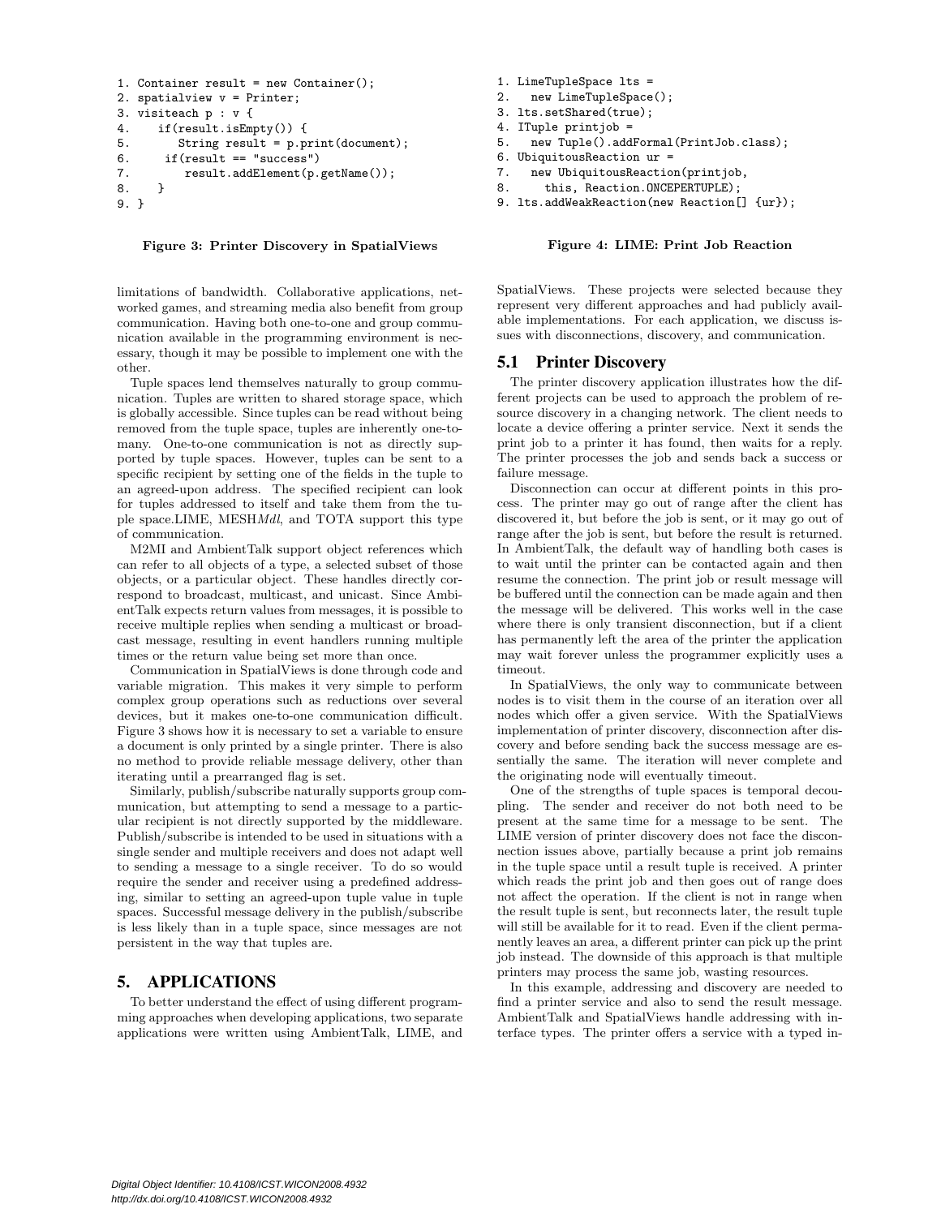```
1. Container result = new Container();
2. spatialview v = Printer;
3. visiteach p : v {
4.    if(result.isEmpty()) {
5.       String result = p.print(document);
6.     if(result == "success")
7.        result.addElement(p.getName());
8.    }
9. }
```

**Figure 3: Printer Discovery in SpatialViews**

```
1. LimeTupleSpace lts =
2.   new LimeTupleSpace();
3. lts.setShared(true);
4. ITuple printjob =
5.   new Tuple().addFormal(PrintJob.class);
6. UbiquitousReaction ur =
7.   new UbiquitousReaction(printjob,
8.     this, Reaction.ONCEPERTUPLE);
9. lts.addWeakReaction(new Reaction[] {ur});
```

**Figure 4: LIME: Print Job Reaction**

limitations of bandwidth. Collaborative applications, networked games, and streaming media also benefit from group communication. Having both one-to-one and group communication available in the programming environment is necessary, though it may be possible to implement one with the other.

Tuple spaces lend themselves naturally to group communication. Tuples are written to shared storage space, which is globally accessible. Since tuples can be read without being removed from the tuple space, tuples are inherently one-to-many. One-to-one communication is not as directly supported by tuple spaces. However, tuples can be sent to a specific recipient by setting one of the fields in the tuple to an agreed-upon address. The specified recipient can look for tuples addressed to itself and take them from the tuple space.LIME, MESH*Mdl*, and TOTA support this type of communication.

M2MI and AmbientTalk support object references which can refer to all objects of a type, a selected subset of those objects, or a particular object. These handles directly correspond to broadcast, multicast, and unicast. Since AmbientTalk expects return values from messages, it is possible to receive multiple replies when sending a multicast or broadcast message, resulting in event handlers running multiple times or the return value being set more than once.

Communication in SpatialViews is done through code and variable migration. This makes it very simple to perform complex group operations such as reductions over several devices, but it makes one-to-one communication difficult. Figure 3 shows how it is necessary to set a variable to ensure a document is only printed by a single printer. There is also no method to provide reliable message delivery, other than iterating until a prearranged flag is set.

Similarly, publish/subscribe naturally supports group communication, but attempting to send a message to a particular recipient is not directly supported by the middleware. Publish/subscribe is intended to be used in situations with a single sender and multiple receivers and does not adapt well to sending a message to a single receiver. To do so would require the sender and receiver using a predefined addressing, similar to setting an agreed-upon tuple value in tuple spaces. Successful message delivery in the publish/subscribe is less likely than in a tuple space, since messages are not persistent in the way that tuples are.

## 5. APPLICATIONS

To better understand the effect of using different programming approaches when developing applications, two separate applications were written using AmbientTalk, LIME, and SpatialViews. These projects were selected because they represent very different approaches and had publicly available implementations. For each application, we discuss issues with disconnections, discovery, and communication.

### 5.1 Printer Discovery

The printer discovery application illustrates how the different projects can be used to approach the problem of resource discovery in a changing network. The client needs to locate a device offering a printer service. Next it sends the print job to a printer it has found, then waits for a reply. The printer processes the job and sends back a success or failure message.

Disconnection can occur at different points in this process. The printer may go out of range after the client has discovered it, but before the job is sent, or it may go out of range after the job is sent, but before the result is returned. In AmbientTalk, the default way of handling both cases is to wait until the printer can be contacted again and then resume the connection. The print job or result message will be buffered until the connection can be made again and then the message will be delivered. This works well in the case where there is only transient disconnection, but if a client has permanently left the area of the printer the application may wait forever unless the programmer explicitly uses a timeout.

In SpatialViews, the only way to communicate between nodes is to visit them in the course of an iteration over all nodes which offer a given service. With the SpatialViews implementation of printer discovery, disconnection after discovery and before sending back the success message are essentially the same. The iteration will never complete and the originating node will eventually timeout.

One of the strengths of tuple spaces is temporal decoupling. The sender and receiver do not both need to be present at the same time for a message to be sent. The LIME version of printer discovery does not face the disconnection issues above, partially because a print job remains in the tuple space until a result tuple is received. A printer which reads the print job and then goes out of range does not affect the operation. If the client is not in range when the result tuple is sent, but reconnects later, the result tuple will still be available for it to read. Even if the client permanently leaves an area, a different printer can pick up the print job instead. The downside of this approach is that multiple printers may process the same job, wasting resources.

In this example, addressing and discovery are needed to find a printer service and also to send the result message. AmbientTalk and SpatialViews handle addressing with interface types. The printer offers a service with a typed in-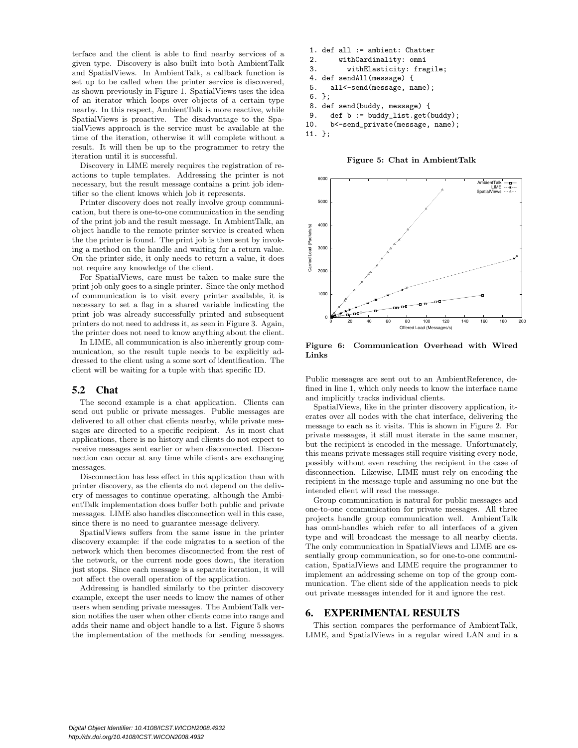terface and the client is able to find nearby services of a given type. Discovery is also built into both AmbientTalk and SpatialViews. In AmbientTalk, a callback function is set up to be called when the printer service is discovered, as shown previously in Figure 1. SpatialViews uses the idea of an iterator which loops over objects of a certain type nearby. In this respect, AmbientTalk is more reactive, while SpatialViews is proactive. The disadvantage to the SpatialViews approach is the service must be available at the time of the iteration, otherwise it will complete without a result. It will then be up to the programmer to retry the iteration until it is successful.

Discovery in LIME merely requires the registration of reactions to tuple templates. Addressing the printer is not necessary, but the result message contains a print job identifier so the client knows which job it represents.

Printer discovery does not really involve group communication, but there is one-to-one communication in the sending of the print job and the result message. In AmbientTalk, an object handle to the remote printer service is created when the the printer is found. The print job is then sent by invoking a method on the handle and waiting for a return value. On the printer side, it only needs to return a value, it does not require any knowledge of the client.

For SpatialViews, care must be taken to make sure the print job only goes to a single printer. Since the only method of communication is to visit every printer available, it is necessary to set a flag in a shared variable indicating the print job was already successfully printed and subsequent printers do not need to address it, as seen in Figure 3. Again, the printer does not need to know anything about the client.

In LIME, all communication is also inherently group communication, so the result tuple needs to be explicitly addressed to the client using a some sort of identification. The client will be waiting for a tuple with that specific ID.

## 5.2 Chat

The second example is a chat application. Clients can send out public or private messages. Public messages are delivered to all other chat clients nearby, while private messages are directed to a specific recipient. As in most chat applications, there is no history and clients do not expect to receive messages sent earlier or when disconnected. Disconnection can occur at any time while clients are exchanging messages.

Disconnection has less effect in this application than with printer discovery, as the clients do not depend on the delivery of messages to continue operating, although the AmbientTalk implementation does buffer both public and private messages. LIME also handles disconnection well in this case, since there is no need to guarantee message delivery.

SpatialViews suffers from the same issue in the printer discovery example: if the code migrates to a section of the network which then becomes disconnected from the rest of the network, or the current node goes down, the iteration just stops. Since each message is a separate iteration, it will not affect the overall operation of the application.

Addressing is handled similarly to the printer discovery example, except the user needs to know the names of other users when sending private messages. The AmbientTalk version notifies the user when other clients come into range and adds their name and object handle to a list. Figure 5 shows the implementation of the methods for sending messages.

```
 1. def all := ambient: Chatter
 2.      withCardinality: omni
 3.        withElasticity: fragile;
 4. def sendAll(message) {
 5.    all<-send(message, name);
 6. };
 8. def send(buddy, message) {
 9.    def b := buddy_list.get(buddy);
10.    b<-send_private(message, name);
11. };
```

**Figure 5: Chat in AmbientTalk**

**Figure 6: Communication Overhead with Wired Links**

Public messages are sent out to an AmbientReference, defined in line 1, which only needs to know the interface name and implicitly tracks individual clients.

SpatialViews, like in the printer discovery application, iterates over all nodes with the chat interface, delivering the message to each as it visits. This is shown in Figure 2. For private messages, it still must iterate in the same manner, but the recipient is encoded in the message. Unfortunately, this means private messages still require visiting every node, possibly without even reaching the recipient in the case of disconnection. Likewise, LIME must rely on encoding the recipient in the message tuple and assuming no one but the intended client will read the message.

Group communication is natural for public messages and one-to-one communication for private messages. All three projects handle group communication well. AmbientTalk has omni-handles which refer to all interfaces of a given type and will broadcast the message to all nearby clients. The only communication in SpatialViews and LIME are essentially group communication, so for one-to-one communication, SpatialViews and LIME require the programmer to implement an addressing scheme on top of the group communication. The client side of the application needs to pick out private messages intended for it and ignore the rest.

# 6. EXPERIMENTAL RESULTS

This section compares the performance of AmbientTalk, LIME, and SpatialViews in a regular wired LAN and in a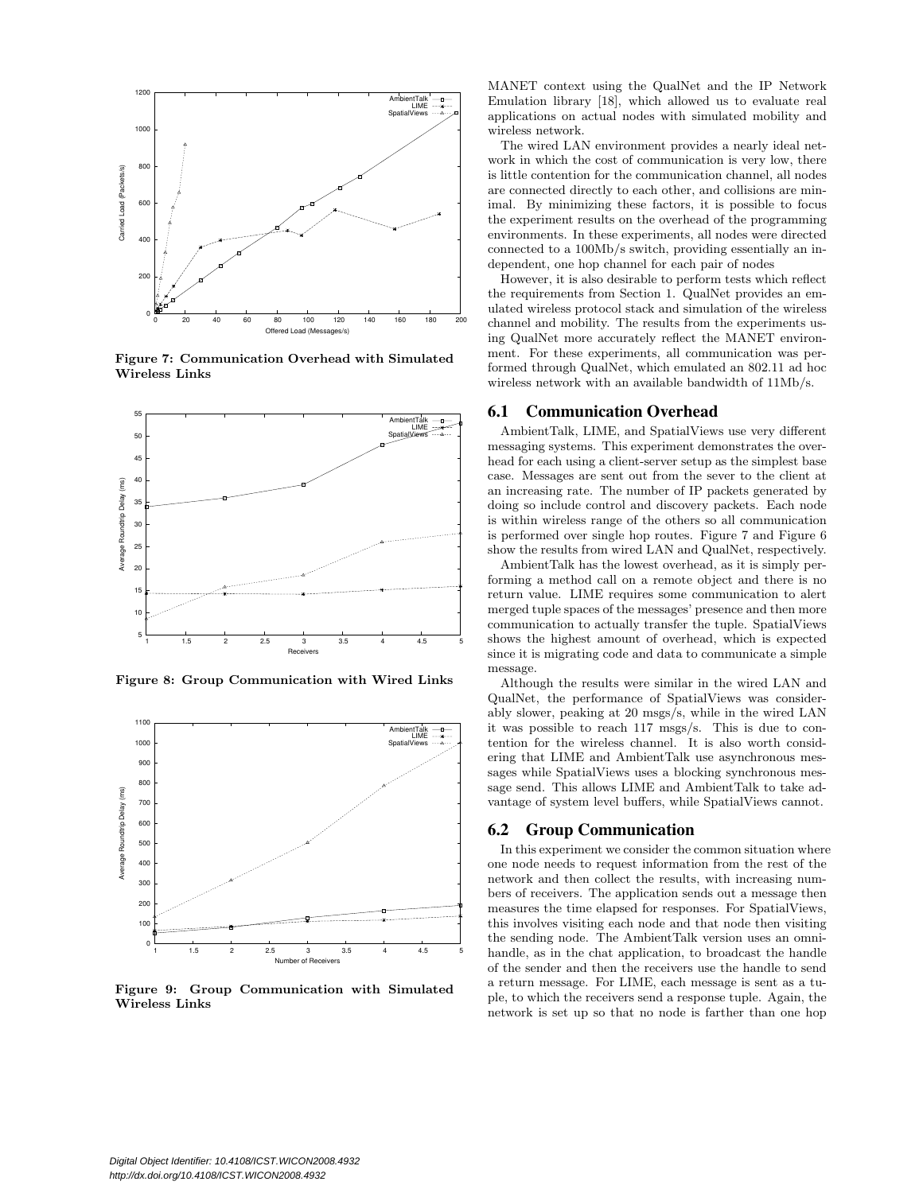Figure 7: Communication Overhead with Simulated Wireless Links

Figure 8: Group Communication with Wired Links

Figure 9: Group Communication with Simulated Wireless Links

MANET context using the QualNet and the IP Network Emulation library [18], which allowed us to evaluate real applications on actual nodes with simulated mobility and wireless network.

The wired LAN environment provides a nearly ideal network in which the cost of communication is very low, there is little contention for the communication channel, all nodes are connected directly to each other, and collisions are minimal. By minimizing these factors, it is possible to focus the experiment results on the overhead of the programming environments. In these experiments, all nodes were directed connected to a 100Mb/s switch, providing essentially an independent, one hop channel for each pair of nodes

However, it is also desirable to perform tests which reflect the requirements from Section 1. QualNet provides an emulated wireless protocol stack and simulation of the wireless channel and mobility. The results from the experiments using QualNet more accurately reflect the MANET environment. For these experiments, all communication was performed through QualNet, which emulated an 802.11 ad hoc wireless network with an available bandwidth of 11Mb/s.

## 6.1 Communication Overhead

AmbientTalk, LIME, and SpatialViews use very different messaging systems. This experiment demonstrates the overhead for each using a client-server setup as the simplest base case. Messages are sent out from the sever to the client at an increasing rate. The number of IP packets generated by doing so include control and discovery packets. Each node is within wireless range of the others so all communication is performed over single hop routes. Figure 7 and Figure 6 show the results from wired LAN and QualNet, respectively.

AmbientTalk has the lowest overhead, as it is simply performing a method call on a remote object and there is no return value. LIME requires some communication to alert merged tuple spaces of the messages' presence and then more communication to actually transfer the tuple. SpatialViews shows the highest amount of overhead, which is expected since it is migrating code and data to communicate a simple message.

Although the results were similar in the wired LAN and QualNet, the performance of SpatialViews was considerably slower, peaking at 20 msgs/s, while in the wired LAN it was possible to reach 117 msgs/s. This is due to contention for the wireless channel. It is also worth considering that LIME and AmbientTalk use asynchronous messages while SpatialViews uses a blocking synchronous message send. This allows LIME and AmbientTalk to take advantage of system level buffers, while SpatialViews cannot.

## 6.2 Group Communication

In this experiment we consider the common situation where one node needs to request information from the rest of the network and then collect the results, with increasing numbers of receivers. The application sends out a message then measures the time elapsed for responses. For SpatialViews, this involves visiting each node and that node then visiting the sending node. The AmbientTalk version uses an omnihandle, as in the chat application, to broadcast the handle of the sender and then the receivers use the handle to send a return message. For LIME, each message is sent as a tuple, to which the receivers send a response tuple. Again, the network is set up so that no node is farther than one hop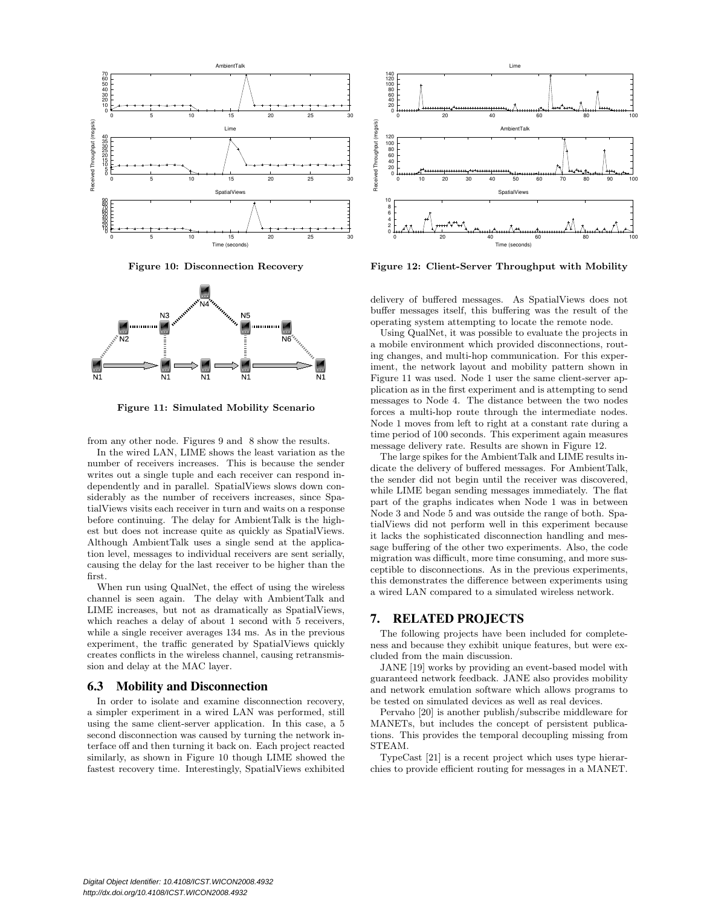Figure 10: Disconnection Recovery

Figure 11: Simulated Mobility Scenario

from any other node. Figures 9 and 8 show the results.

In the wired LAN, LIME shows the least variation as the number of receivers increases. This is because the sender writes out a single tuple and each receiver can respond independently and in parallel. SpatialViews slows down considerably as the number of receivers increases, since SpatialViews visits each receiver in turn and waits on a response before continuing. The delay for AmbientTalk is the highest but does not increase quite as quickly as SpatialViews. Although AmbientTalk uses a single send at the application level, messages to individual receivers are sent serially, causing the delay for the last receiver to be higher than the first.

When run using QualNet, the effect of using the wireless channel is seen again. The delay with AmbientTalk and LIME increases, but not as dramatically as SpatialViews, which reaches a delay of about 1 second with 5 receivers, while a single receiver averages 134 ms. As in the previous experiment, the traffic generated by SpatialViews quickly creates conflicts in the wireless channel, causing retransmission and delay at the MAC layer.

## 6.3 Mobility and Disconnection

In order to isolate and examine disconnection recovery, a simpler experiment in a wired LAN was performed, still using the same client-server application. In this case, a 5 second disconnection was caused by turning the network interface off and then turning it back on. Each project reacted similarly, as shown in Figure 10 though LIME showed the fastest recovery time. Interestingly, SpatialViews exhibited delivery of buffered messages. As SpatialViews does not buffer messages itself, this buffering was the result of the operating system attempting to locate the remote node.

Using QualNet, it was possible to evaluate the projects in a mobile environment which provided disconnections, routing changes, and multi-hop communication. For this experiment, the network layout and mobility pattern shown in Figure 11 was used. Node 1 user the same client-server application as in the first experiment and is attempting to send messages to Node 4. The distance between the two nodes forces a multi-hop route through the intermediate nodes. Node 1 moves from left to right at a constant rate during a time period of 100 seconds. This experiment again measures message delivery rate. Results are shown in Figure 12.

Figure 12: Client-Server Throughput with Mobility

The large spikes for the AmbientTalk and LIME results indicate the delivery of buffered messages. For AmbientTalk, the sender did not begin until the receiver was discovered, while LIME began sending messages immediately. The flat part of the graphs indicates when Node 1 was in between Node 3 and Node 5 and was outside the range of both. SpatialViews did not perform well in this experiment because it lacks the sophisticated disconnection handling and message buffering of the other two experiments. Also, the code migration was difficult, more time consuming, and more susceptible to disconnections. As in the previous experiments, this demonstrates the difference between experiments using a wired LAN compared to a simulated wireless network.

# 7. RELATED PROJECTS

The following projects have been included for completeness and because they exhibit unique features, but were excluded from the main discussion.

JANE [19] works by providing an event-based model with guaranteed network feedback. JANE also provides mobility and network emulation software which allows programs to be tested on simulated devices as well as real devices.

Pervaho [20] is another publish/subscribe middleware for MANETs, but includes the concept of persistent publications. This provides the temporal decoupling missing from STEAM.

TypeCast [21] is a recent project which uses type hierarchies to provide efficient routing for messages in a MANET.

Digital Object Identifier: 10.4108/ICST.WICON2008.4932
http://dx.doi.org/10.4108/ICST.WICON2008.4932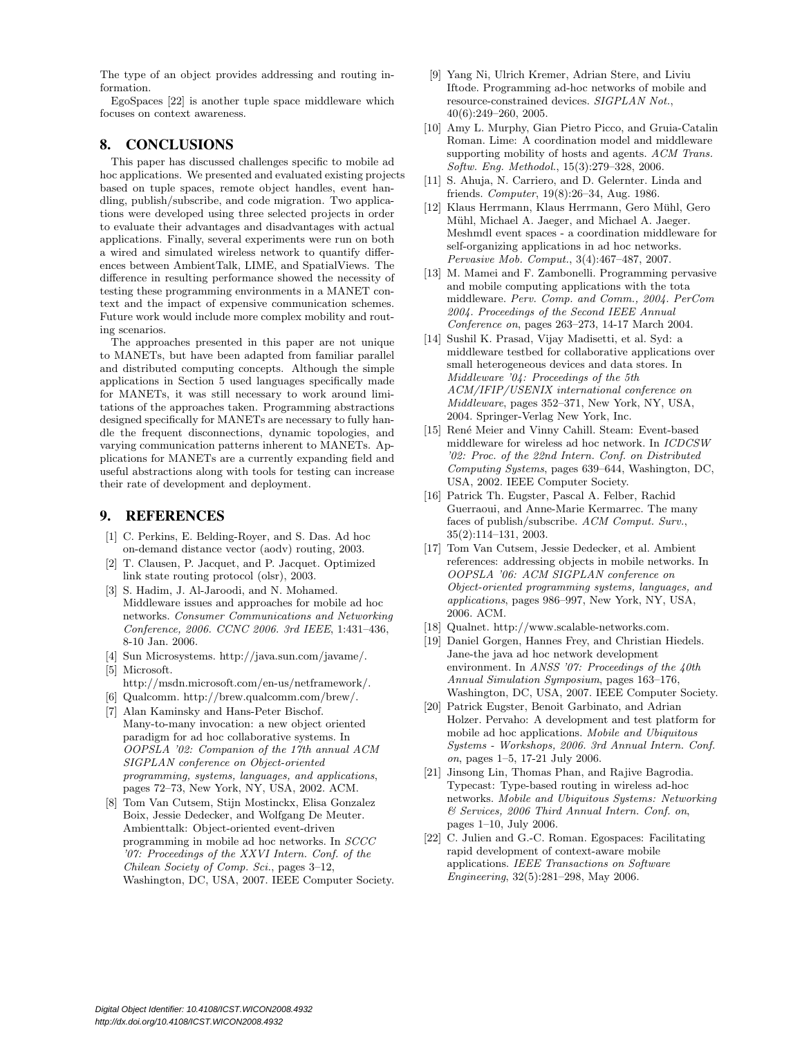The type of an object provides addressing and routing information.

EgoSpaces [22] is another tuple space middleware which focuses on context awareness.

## 8. CONCLUSIONS

This paper has discussed challenges specific to mobile ad hoc applications. We presented and evaluated existing projects based on tuple spaces, remote object handles, event handling, publish/subscribe, and code migration. Two applications were developed using three selected projects in order to evaluate their advantages and disadvantages with actual applications. Finally, several experiments were run on both a wired and simulated wireless network to quantify differences between AmbientTalk, LIME, and SpatialViews. The difference in resulting performance showed the necessity of testing these programming environments in a MANET context and the impact of expensive communication schemes. Future work would include more complex mobility and routing scenarios.

The approaches presented in this paper are not unique to MANETs, but have been adapted from familiar parallel and distributed computing concepts. Although the simple applications in Section 5 used languages specifically made for MANETs, it was still necessary to work around limitations of the approaches taken. Programming abstractions designed specifically for MANETs are necessary to fully handle the frequent disconnections, dynamic topologies, and varying communication patterns inherent to MANETs. Applications for MANETs are a currently expanding field and useful abstractions along with tools for testing can increase their rate of development and deployment.

## 9. REFERENCES

[1] C. Perkins, E. Belding-Royer, and S. Das. Ad hoc on-demand distance vector (aodv) routing, 2003.

[2] T. Clausen, P. Jacquet, and P. Jacquet. Optimized link state routing protocol (olsr), 2003.

[3] S. Hadim, J. Al-Jaroodi, and N. Mohamed. Middleware issues and approaches for mobile ad hoc networks. *Consumer Communications and Networking Conference, 2006. CCNC 2006. 3rd IEEE*, 1:431–436, 8-10 Jan. 2006.

[4] Sun Microsystems. http://java.sun.com/javame/.

[5] Microsoft. http://msdn.microsoft.com/en-us/netframework/.

[6] Qualcomm. http://brew.qualcomm.com/brew/.

[7] Alan Kaminsky and Hans-Peter Bischof. Many-to-many invocation: a new object oriented paradigm for ad hoc collaborative systems. In *OOPSLA '02: Companion of the 17th annual ACM SIGPLAN conference on Object-oriented programming, systems, languages, and applications*, pages 72–73, New York, NY, USA, 2002. ACM.

[8] Tom Van Cutsem, Stijn Mostinckx, Elisa Gonzalez Boix, Jessie Dedecker, and Wolfgang De Meuter. Ambienttalk: Object-oriented event-driven programming in mobile ad hoc networks. In *SCCC '07: Proceedings of the XXVI Intern. Conf. of the Chilean Society of Comp. Sci.*, pages 3–12, Washington, DC, USA, 2007. IEEE Computer Society.

[9] Yang Ni, Ulrich Kremer, Adrian Stere, and Liviu Iftode. Programming ad-hoc networks of mobile and resource-constrained devices. *SIGPLAN Not.*, 40(6):249–260, 2005.

[10] Amy L. Murphy, Gian Pietro Picco, and Gruia-Catalin Roman. Lime: A coordination model and middleware supporting mobility of hosts and agents. *ACM Trans. Softw. Eng. Methodol.*, 15(3):279–328, 2006.

[11] S. Ahuja, N. Carriero, and D. Gelernter. Linda and friends. *Computer*, 19(8):26–34, Aug. 1986.

[12] Klaus Herrmann, Klaus Herrmann, Gero Mühl, Gero Mühl, Michael A. Jaeger, and Michael A. Jaeger. Meshmdl event spaces - a coordination middleware for self-organizing applications in ad hoc networks. *Pervasive Mob. Comput.*, 3(4):467–487, 2007.

[13] M. Mamei and F. Zambonelli. Programming pervasive and mobile computing applications with the tota middleware. *Perv. Comp. and Comm., 2004. PerCom 2004. Proceedings of the Second IEEE Annual Conference on*, pages 263–273, 14-17 March 2004.

[14] Sushil K. Prasad, Vijay Madisetti, et al. Syd: a middleware testbed for collaborative applications over small heterogeneous devices and data stores. In *Middleware '04: Proceedings of the 5th ACM/IFIP/USENIX international conference on Middleware*, pages 352–371, New York, NY, USA, 2004. Springer-Verlag New York, Inc.

[15] René Meier and Vinny Cahill. Steam: Event-based middleware for wireless ad hoc network. In *ICDCSW '02: Proc. of the 22nd Intern. Conf. on Distributed Computing Systems*, pages 639–644, Washington, DC, USA, 2002. IEEE Computer Society.

[16] Patrick Th. Eugster, Pascal A. Felber, Rachid Guerraoui, and Anne-Marie Kermarrec. The many faces of publish/subscribe. *ACM Comput. Surv.*, 35(2):114–131, 2003.

[17] Tom Van Cutsem, Jessie Dedecker, et al. Ambient references: addressing objects in mobile networks. In *OOPSLA '06: ACM SIGPLAN conference on Object-oriented programming systems, languages, and applications*, pages 986–997, New York, NY, USA, 2006. ACM.

[18] Qualnet. http://www.scalable-networks.com.

[19] Daniel Gorgen, Hannes Frey, and Christian Hiedels. Jane-the java ad hoc network development environment. In *ANSS '07: Proceedings of the 40th Annual Simulation Symposium*, pages 163–176, Washington, DC, USA, 2007. IEEE Computer Society.

[20] Patrick Eugster, Benoit Garbinato, and Adrian Holzer. Pervaho: A development and test platform for mobile ad hoc applications. *Mobile and Ubiquitous Systems - Workshops, 2006. 3rd Annual Intern. Conf. on*, pages 1–5, 17-21 July 2006.

[21] Jinsong Lin, Thomas Phan, and Rajive Bagrodia. Typecast: Type-based routing in wireless ad-hoc networks. *Mobile and Ubiquitous Systems: Networking & Services, 2006 Third Annual Intern. Conf. on*, pages 1–10, July 2006.

[22] C. Julien and G.-C. Roman. Egospaces: Facilitating rapid development of context-aware mobile applications. *IEEE Transactions on Software Engineering*, 32(5):281–298, May 2006.

*Digital Object Identifier: 10.4108/ICST.WICON2008.4932*
*http://dx.doi.org/10.4108/ICST.WICON2008.4932*